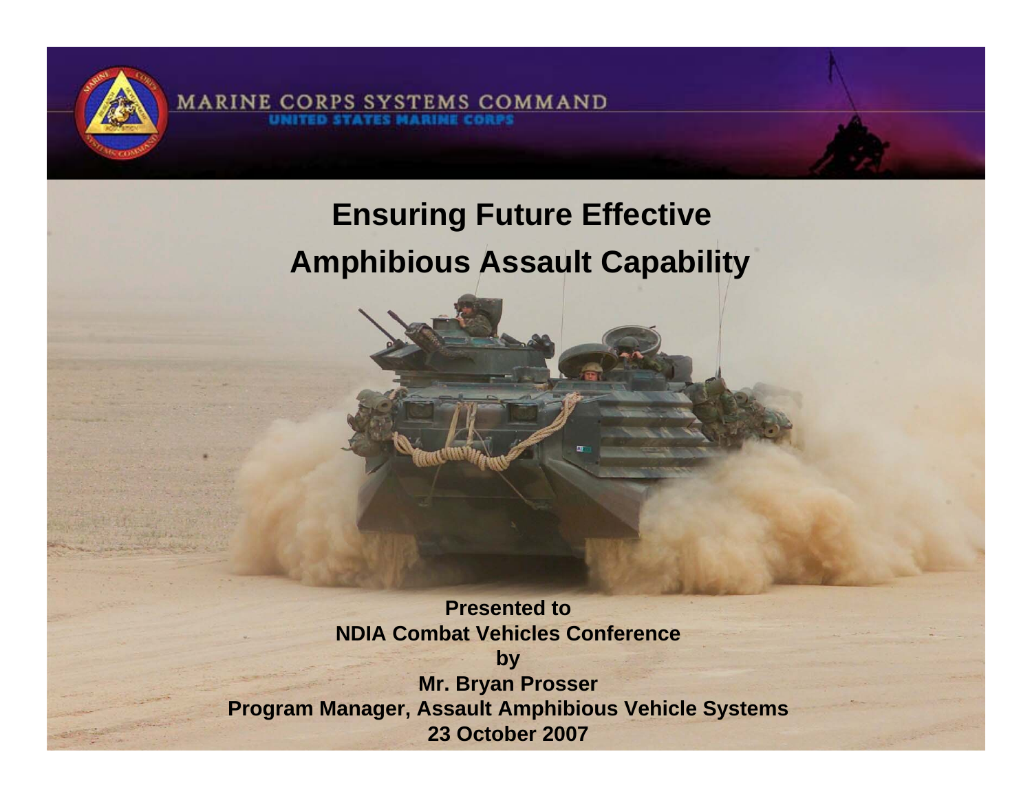MARINE CORPS SYSTEMS COMMAND
UNITED STATES MARINE CORPS

# Ensuring Future Effective Amphibious Assault Capability

**Presented to**
**NDIA Combat Vehicles Conference**
**by**
**Mr. Bryan Prosser**
**Program Manager, Assault Amphibious Vehicle Systems**
**23 October 2007**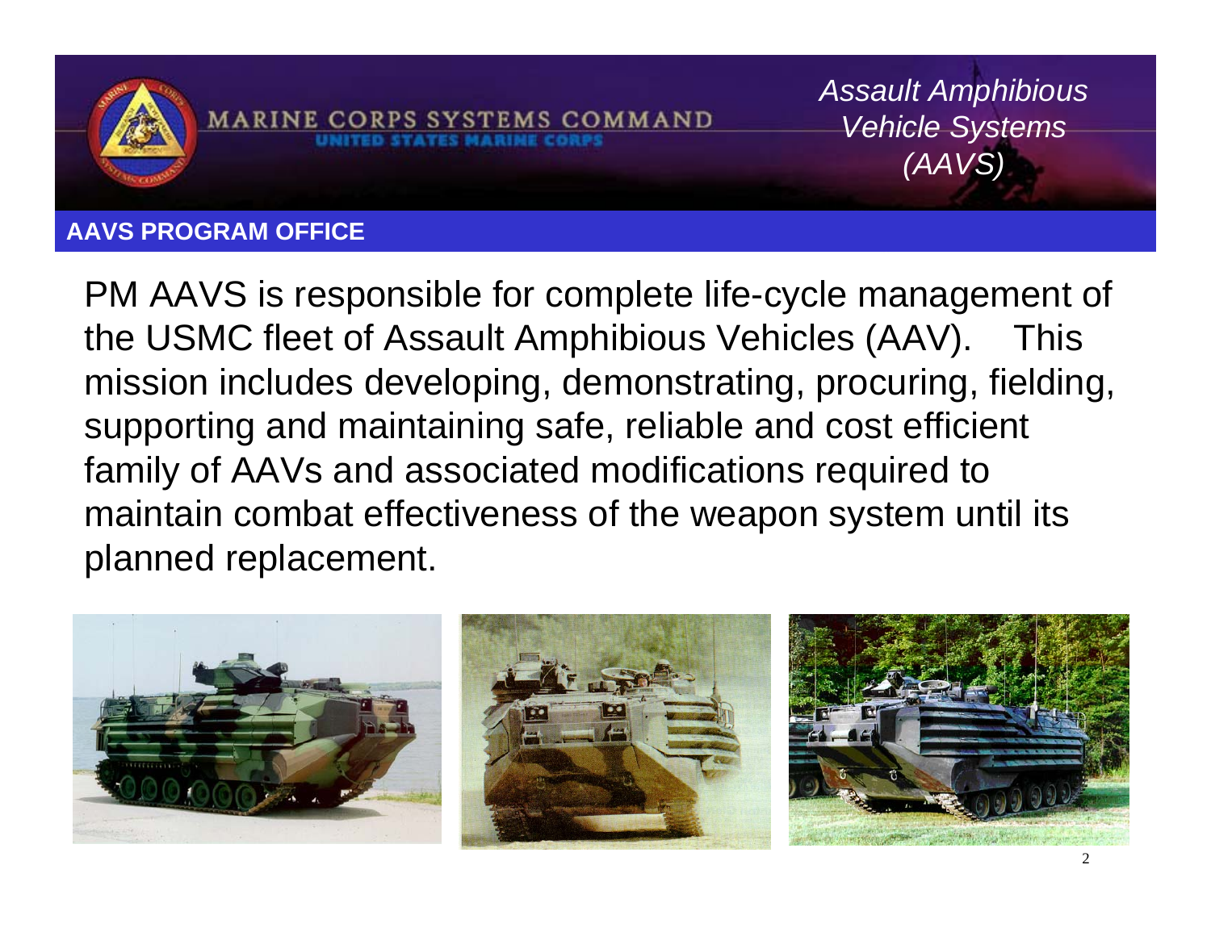MARINE CORPS SYSTEMS COMMAND

UNITED STATES MARINE CORPS

*Assault Amphibious Vehicle Systems (AAVS)*

## AAVS PROGRAM OFFICE

PM AAVS is responsible for complete life-cycle management of the USMC fleet of Assault Amphibious Vehicles (AAV). This mission includes developing, demonstrating, procuring, fielding, supporting and maintaining safe, reliable and cost efficient family of AAVs and associated modifications required to maintain combat effectiveness of the weapon system until its planned replacement.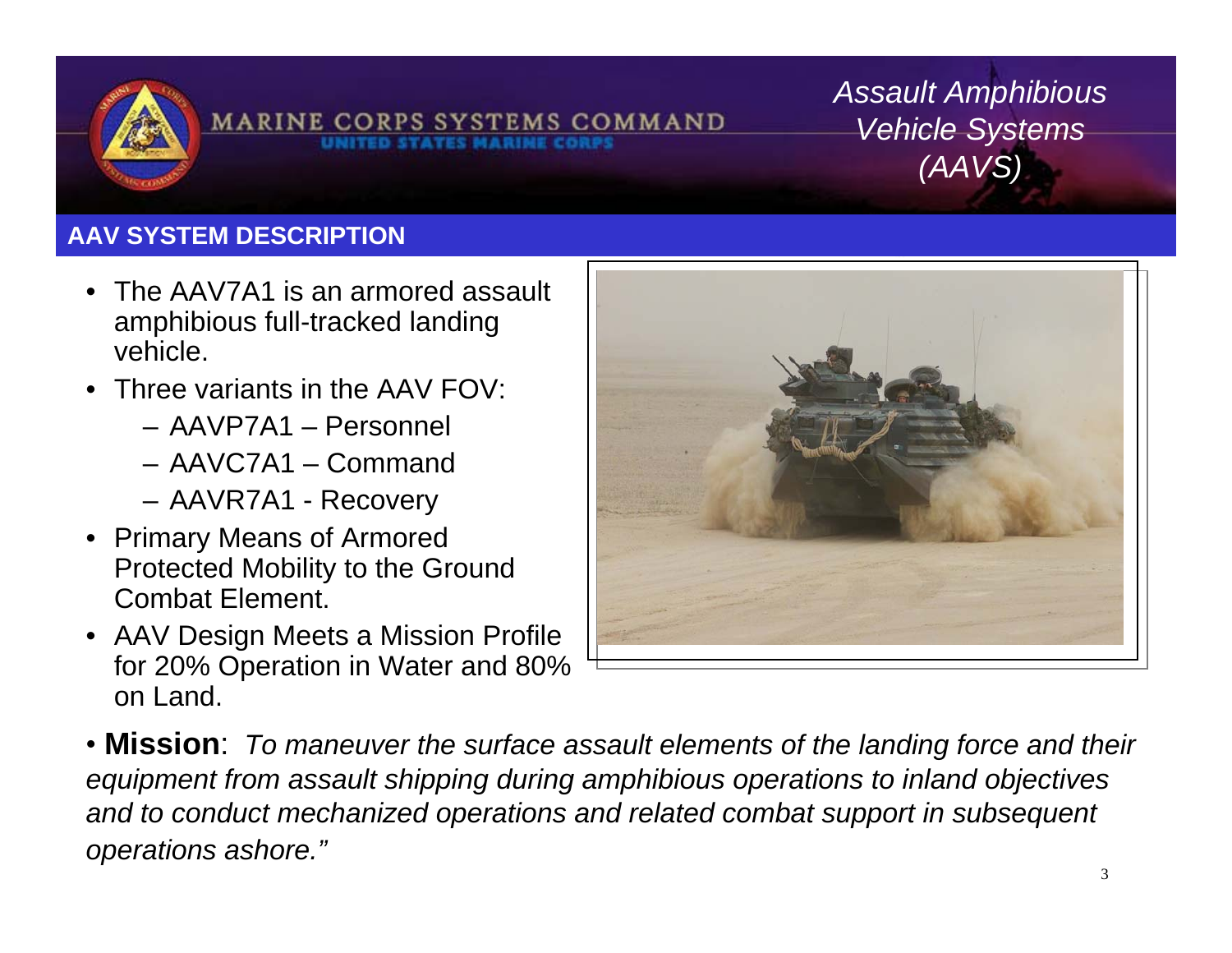## AAV SYSTEM DESCRIPTION

- The AAV7A1 is an armored assault amphibious full-tracked landing vehicle.
- Three variants in the AAV FOV:
  - AAVP7A1 – Personnel
  - AAVC7A1 – Command
  - AAVR7A1 - Recovery
- Primary Means of Armored Protected Mobility to the Ground Combat Element.
- AAV Design Meets a Mission Profile for 20% Operation in Water and 80% on Land.

- **Mission**: *To maneuver the surface assault elements of the landing force and their equipment from assault shipping during amphibious operations to inland objectives and to conduct mechanized operations and related combat support in subsequent operations ashore."*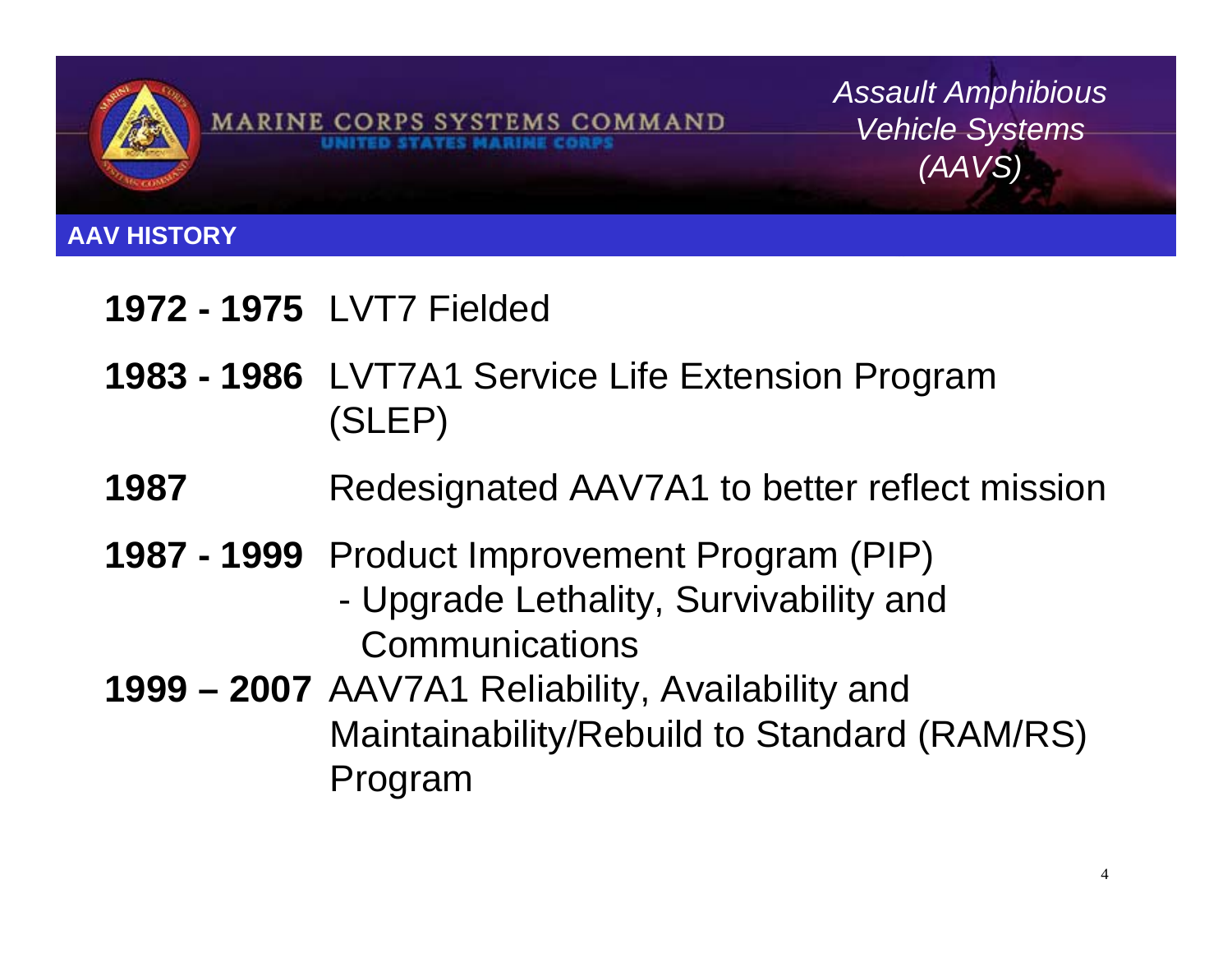## AAV HISTORY

**1972 - 1975** LVT7 Fielded

**1983 - 1986** LVT7A1 Service Life Extension Program (SLEP)

**1987** Redesignated AAV7A1 to better reflect mission

**1987 - 1999** Product Improvement Program (PIP)
- Upgrade Lethality, Survivability and Communications

**1999 – 2007** AAV7A1 Reliability, Availability and Maintainability/Rebuild to Standard (RAM/RS) Program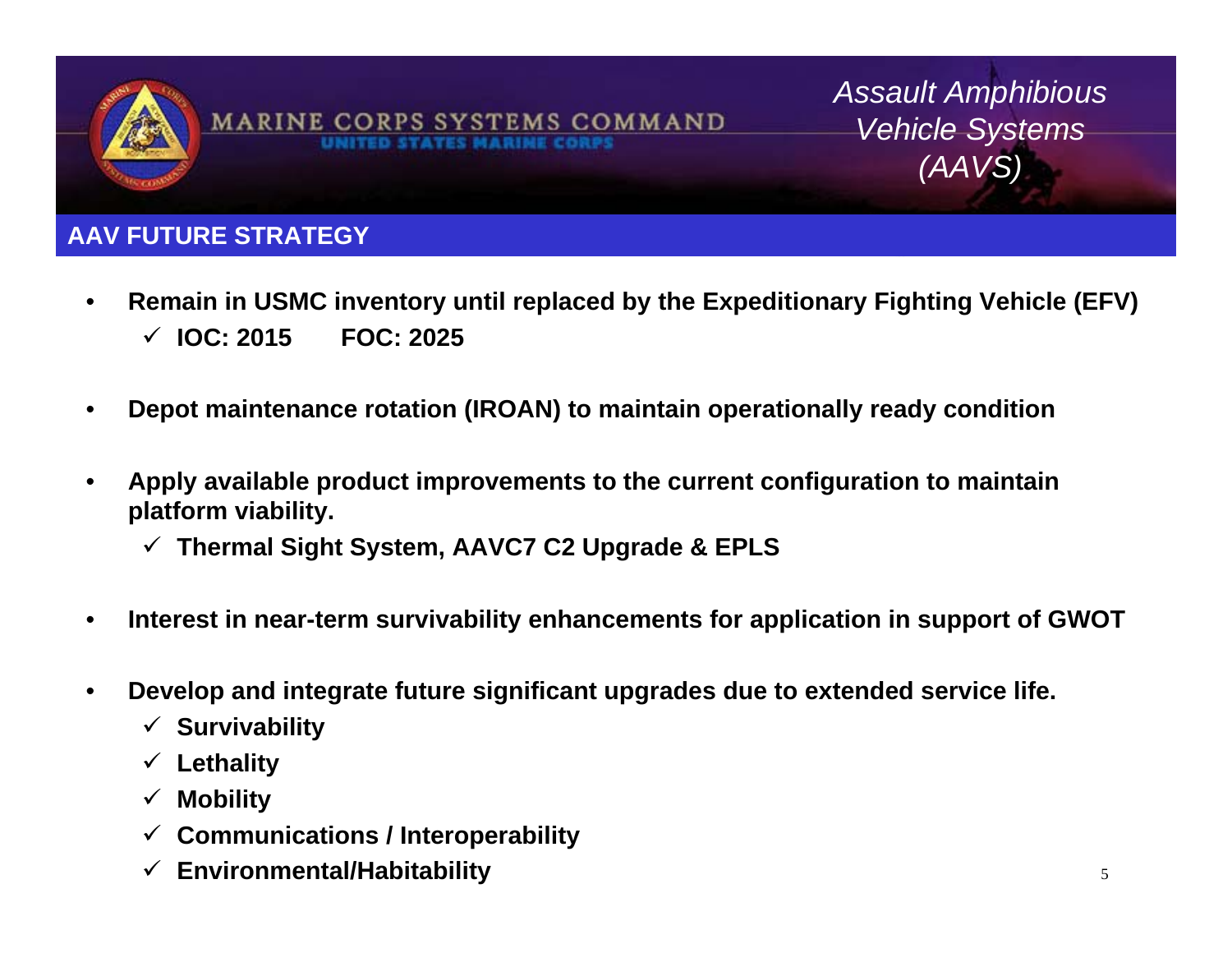MARINE CORPS SYSTEMS COMMAND
UNITED STATES MARINE CORPS

*Assault Amphibious Vehicle Systems (AAVS)*

## AAV FUTURE STRATEGY

- **Remain in USMC inventory until replaced by the Expeditionary Fighting Vehicle (EFV)**
  - ✓ **IOC: 2015 FOC: 2025**
- **Depot maintenance rotation (IROAN) to maintain operationally ready condition**
- **Apply available product improvements to the current configuration to maintain platform viability.**
  - ✓ **Thermal Sight System, AAVC7 C2 Upgrade & EPLS**
- **Interest in near-term survivability enhancements for application in support of GWOT**
- **Develop and integrate future significant upgrades due to extended service life.**
  - ✓ **Survivability**
  - ✓ **Lethality**
  - ✓ **Mobility**
  - ✓ **Communications / Interoperability**
  - ✓ **Environmental/Habitability**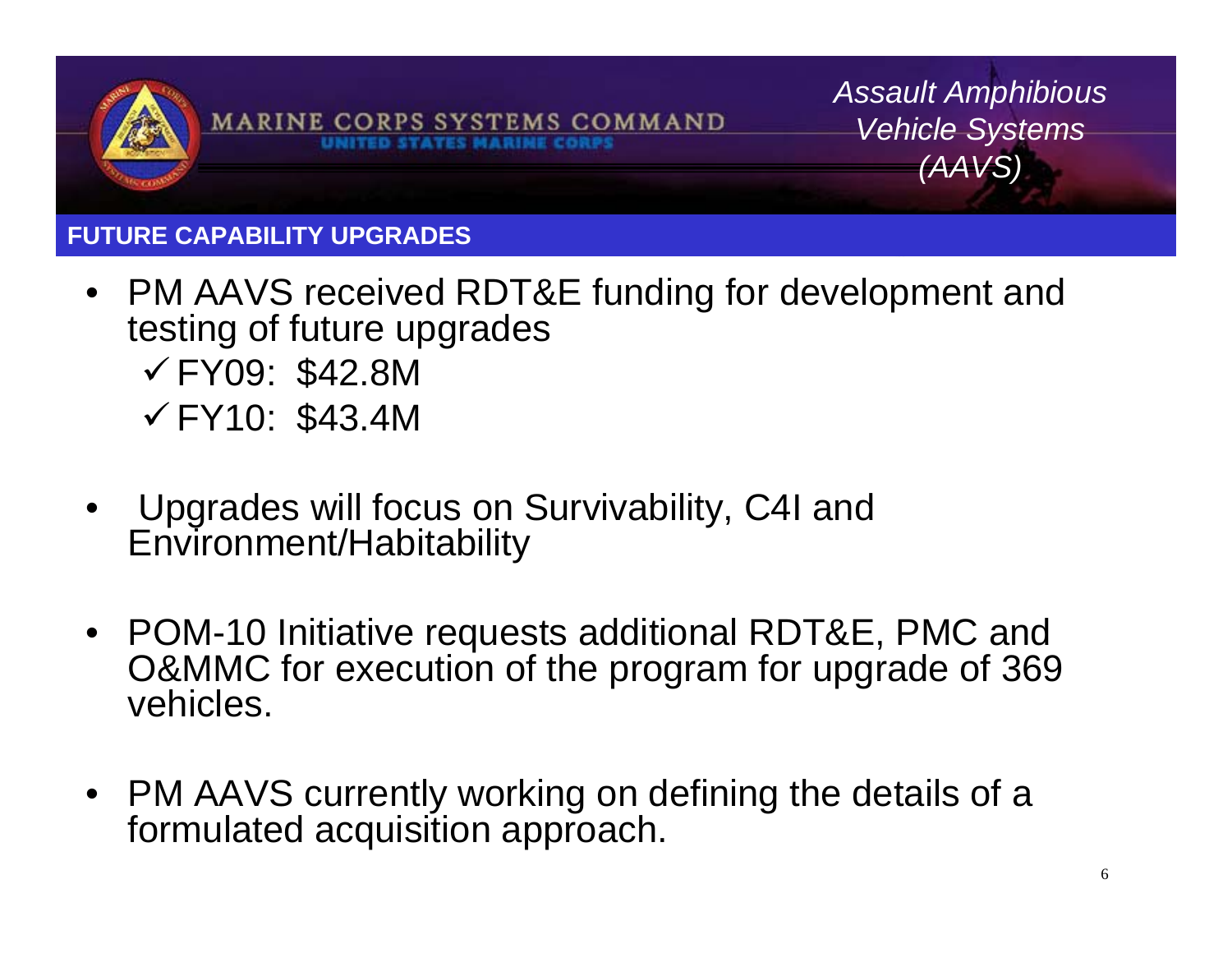## FUTURE CAPABILITY UPGRADES

- PM AAVS received RDT&E funding for development and testing of future upgrades
  - ✓ FY09: $42.8M
  - ✓ FY10: $43.4M
- Upgrades will focus on Survivability, C4I and Environment/Habitability
- POM-10 Initiative requests additional RDT&E, PMC and O&MMC for execution of the program for upgrade of 369 vehicles.
- PM AAVS currently working on defining the details of a formulated acquisition approach.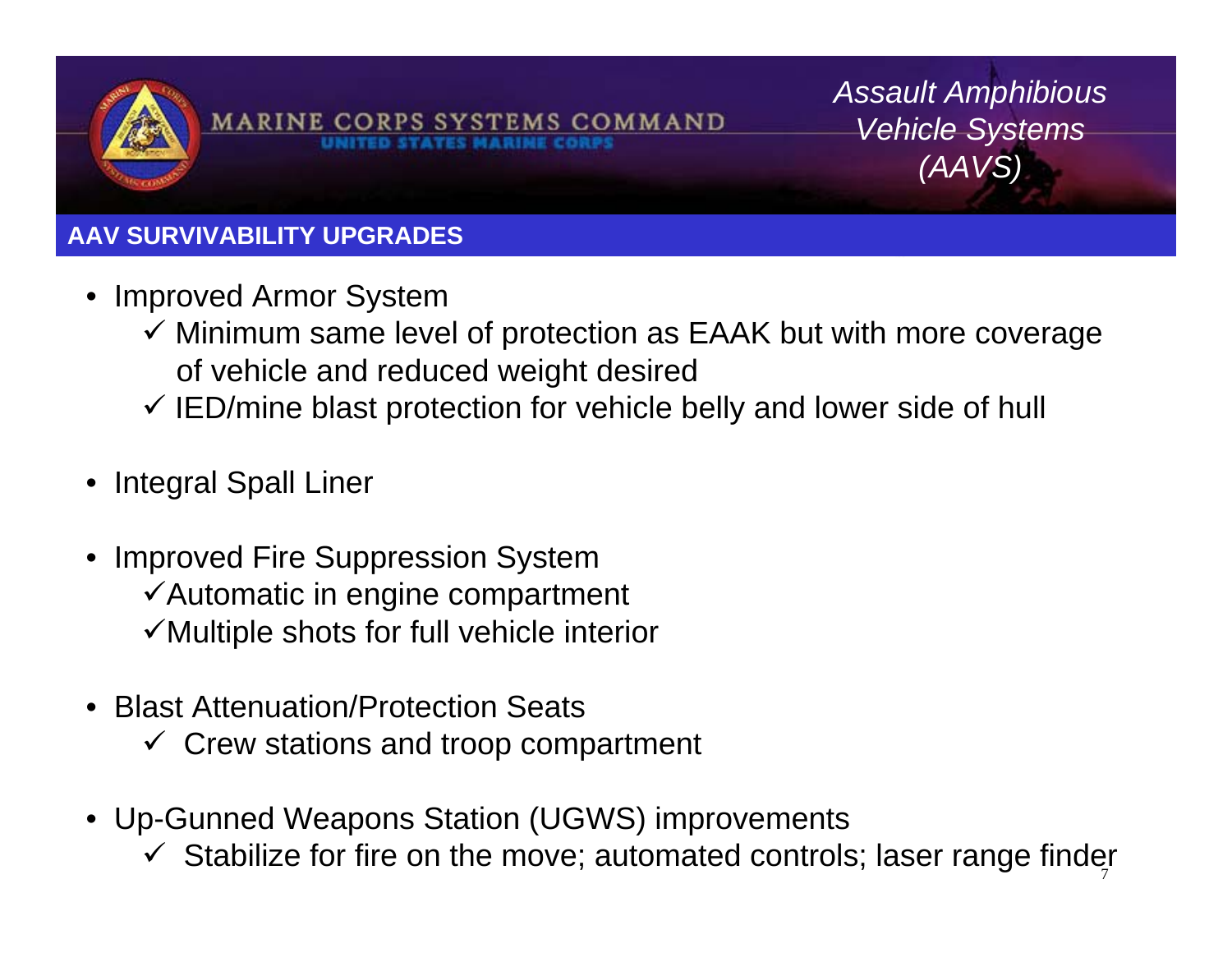MARINE CORPS SYSTEMS COMMAND
UNITED STATES MARINE CORPS

*Assault Amphibious Vehicle Systems (AAVS)*

## AAV SURVIVABILITY UPGRADES

- Improved Armor System
  - ✓ Minimum same level of protection as EAAK but with more coverage of vehicle and reduced weight desired
  - ✓ IED/mine blast protection for vehicle belly and lower side of hull
- Integral Spall Liner
- Improved Fire Suppression System
  - ✓ Automatic in engine compartment
  - ✓ Multiple shots for full vehicle interior
- Blast Attenuation/Protection Seats
  - ✓ Crew stations and troop compartment
- Up-Gunned Weapons Station (UGWS) improvements
  - ✓ Stabilize for fire on the move; automated controls; laser range finder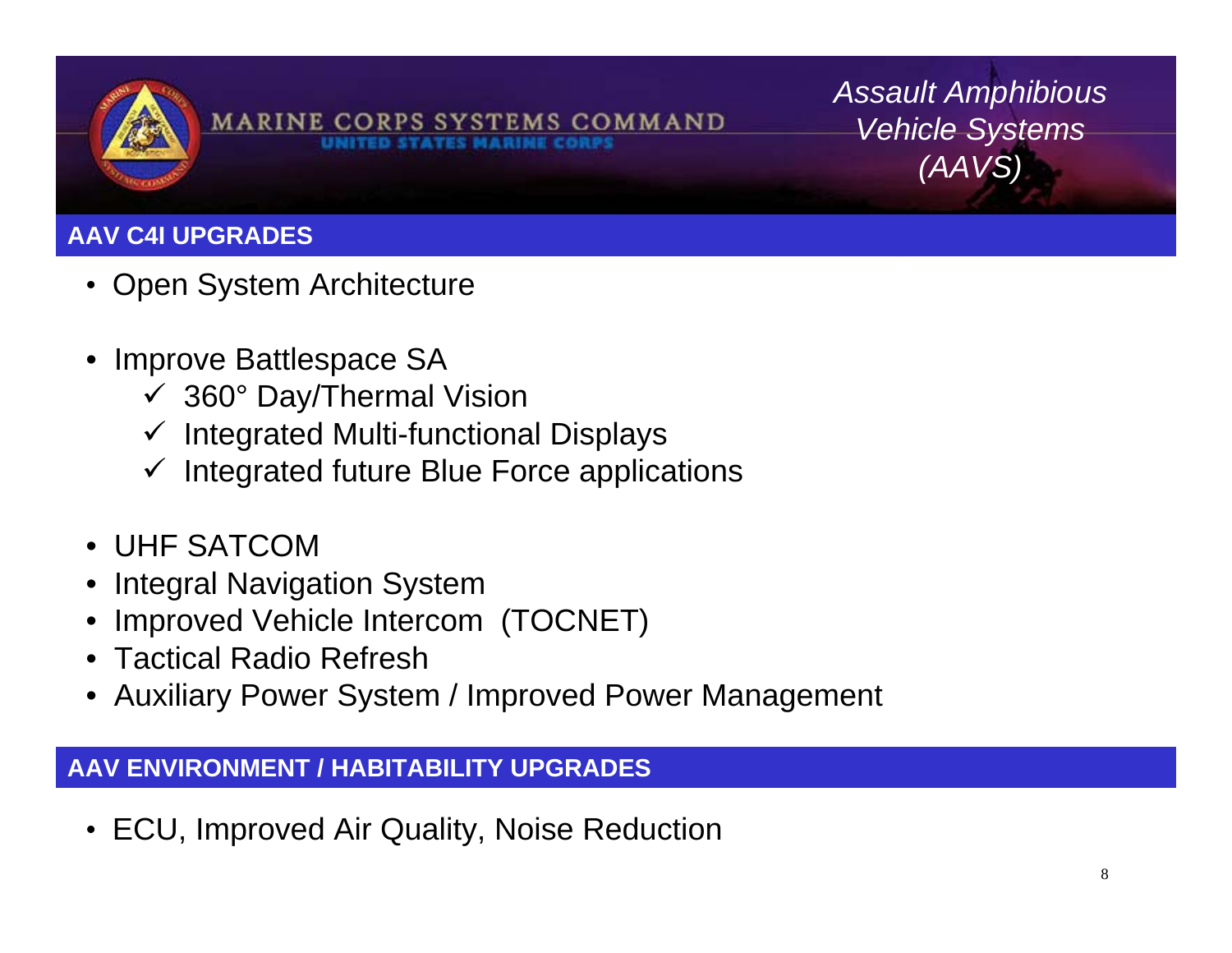## AAV C4I UPGRADES

- Open System Architecture
- Improve Battlespace SA
  - ✓ 360° Day/Thermal Vision
  - ✓ Integrated Multi-functional Displays
  - ✓ Integrated future Blue Force applications
- UHF SATCOM
- Integral Navigation System
- Improved Vehicle Intercom (TOCNET)
- Tactical Radio Refresh
- Auxiliary Power System / Improved Power Management

## AAV ENVIRONMENT / HABITABILITY UPGRADES

- ECU, Improved Air Quality, Noise Reduction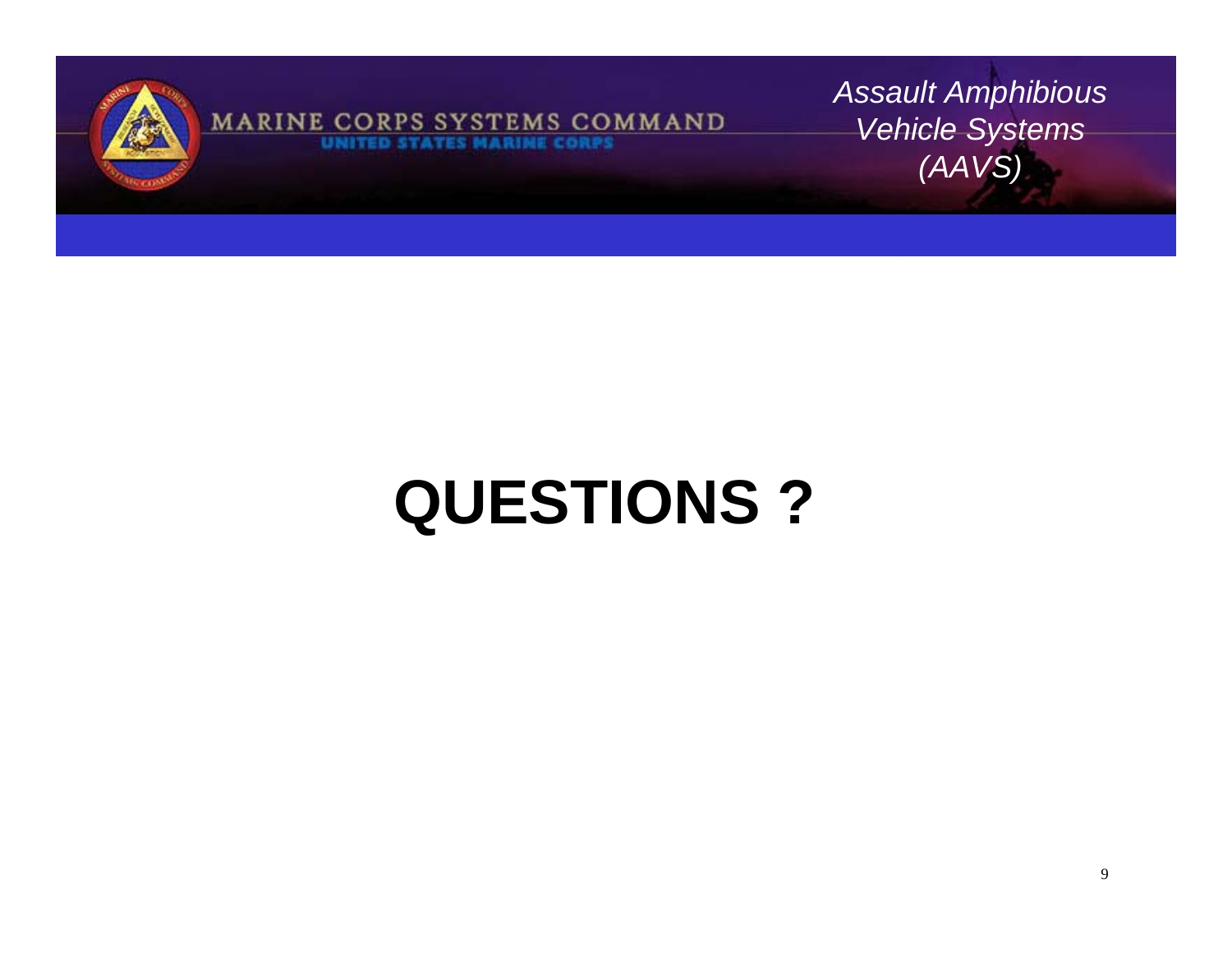# QUESTIONS ?